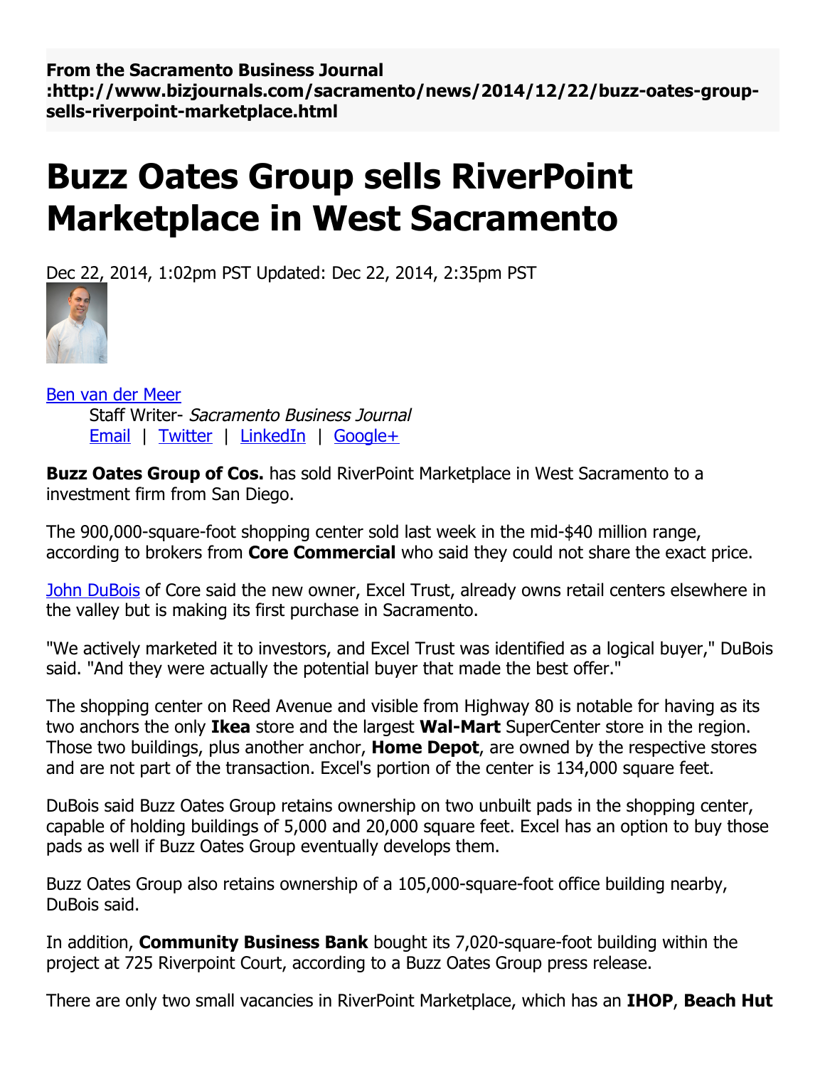**From the Sacramento Business Journal :http://www.bizjournals.com/sacramento/news/2014/12/22/buzz-oates-group-sells-riverpoint-marketplace.html**

# Buzz Oates Group sells RiverPoint Marketplace in West Sacramento

Dec 22, 2014, 1:02pm PST Updated: Dec 22, 2014, 2:35pm PST

Ben van der Meer
Staff Writer- *Sacramento Business Journal*
Email | Twitter | LinkedIn | Google+

**Buzz Oates Group of Cos.** has sold RiverPoint Marketplace in West Sacramento to a investment firm from San Diego.

The 900,000-square-foot shopping center sold last week in the mid-$40 million range, according to brokers from **Core Commercial** who said they could not share the exact price.

John DuBois of Core said the new owner, Excel Trust, already owns retail centers elsewhere in the valley but is making its first purchase in Sacramento.

"We actively marketed it to investors, and Excel Trust was identified as a logical buyer," DuBois said. "And they were actually the potential buyer that made the best offer."

The shopping center on Reed Avenue and visible from Highway 80 is notable for having as its two anchors the only **Ikea** store and the largest **Wal-Mart** SuperCenter store in the region. Those two buildings, plus another anchor, **Home Depot**, are owned by the respective stores and are not part of the transaction. Excel's portion of the center is 134,000 square feet.

DuBois said Buzz Oates Group retains ownership on two unbuilt pads in the shopping center, capable of holding buildings of 5,000 and 20,000 square feet. Excel has an option to buy those pads as well if Buzz Oates Group eventually develops them.

Buzz Oates Group also retains ownership of a 105,000-square-foot office building nearby, DuBois said.

In addition, **Community Business Bank** bought its 7,020-square-foot building within the project at 725 Riverpoint Court, according to a Buzz Oates Group press release.

There are only two small vacancies in RiverPoint Marketplace, which has an **IHOP**, **Beach Hut**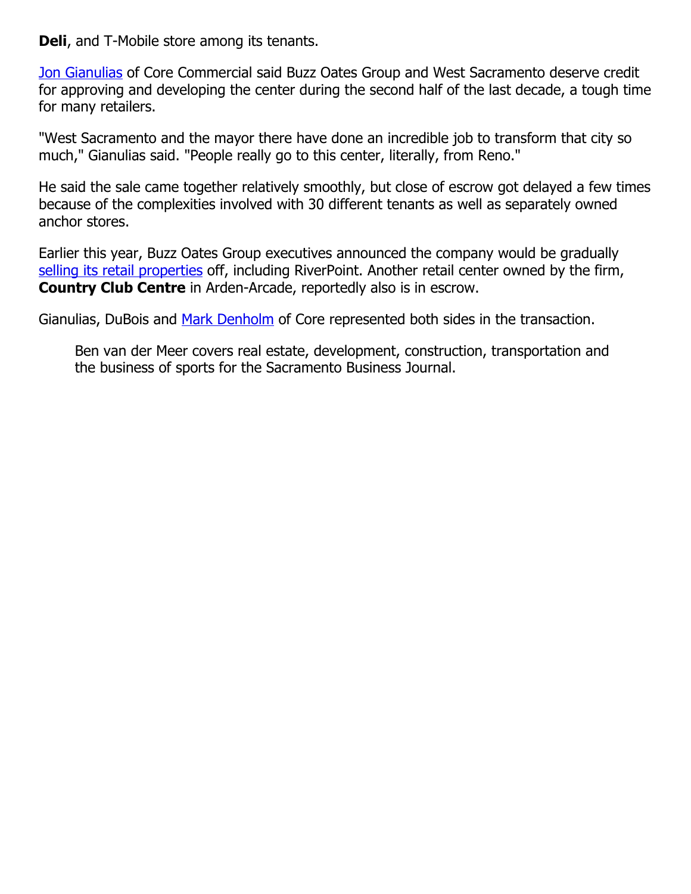**Deli**, and T-Mobile store among its tenants.

Jon Gianulias of Core Commercial said Buzz Oates Group and West Sacramento deserve credit for approving and developing the center during the second half of the last decade, a tough time for many retailers.

"West Sacramento and the mayor there have done an incredible job to transform that city so much," Gianulias said. "People really go to this center, literally, from Reno."

He said the sale came together relatively smoothly, but close of escrow got delayed a few times because of the complexities involved with 30 different tenants as well as separately owned anchor stores.

Earlier this year, Buzz Oates Group executives announced the company would be gradually selling its retail properties off, including RiverPoint. Another retail center owned by the firm, **Country Club Centre** in Arden-Arcade, reportedly also is in escrow.

Gianulias, DuBois and Mark Denholm of Core represented both sides in the transaction.

Ben van der Meer covers real estate, development, construction, transportation and the business of sports for the Sacramento Business Journal.